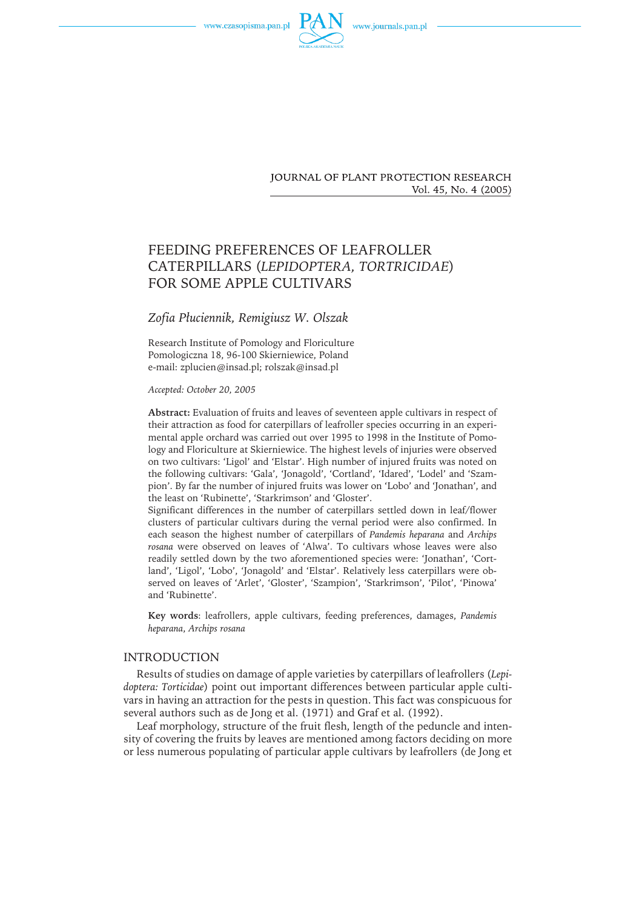JOURNAL OF PLANT PROTECTION RESEARCH
Vol. 45, No. 4 (2005)

# FEEDING PREFERENCES OF LEAFROLLER CATERPILLARS (*LEPIDOPTERA, TORTRICIDAE*) FOR SOME APPLE CULTIVARS

*Zofia Płuciennik, Remigiusz W. Olszak*

Research Institute of Pomology and Floriculture
Pomologiczna 18, 96-100 Skierniewice, Poland
e-mail: zplucien@insad.pl; rolszak@insad.pl

*Accepted: October 20, 2005*

**Abstract:** Evaluation of fruits and leaves of seventeen apple cultivars in respect of their attraction as food for caterpillars of leafroller species occurring in an experimental apple orchard was carried out over 1995 to 1998 in the Institute of Pomology and Floriculture at Skierniewice. The highest levels of injuries were observed on two cultivars: 'Ligol' and 'Elstar'. High number of injured fruits was noted on the following cultivars: 'Gala', 'Jonagold', 'Cortland', 'Idared', 'Lodel' and 'Szampion'. By far the number of injured fruits was lower on 'Lobo' and 'Jonathan', and the least on 'Rubinette', 'Starkrimson' and 'Gloster'.
Significant differences in the number of caterpillars settled down in leaf/flower clusters of particular cultivars during the vernal period were also confirmed. In each season the highest number of caterpillars of *Pandemis heparana* and *Archips rosana* were observed on leaves of 'Alwa'. To cultivars whose leaves were also readily settled down by the two aforementioned species were: 'Jonathan', 'Cortland', 'Ligol', 'Lobo', 'Jonagold' and 'Elstar'. Relatively less caterpillars were observed on leaves of 'Arlet', 'Gloster', 'Szampion', 'Starkrimson', 'Pilot', 'Pinowa' and 'Rubinette'.

**Key words**: leafrollers, apple cultivars, feeding preferences, damages, *Pandemis heparana*, *Archips rosana*

## INTRODUCTION

Results of studies on damage of apple varieties by caterpillars of leafrollers (*Lepidoptera: Torticidae*) point out important differences between particular apple cultivars in having an attraction for the pests in question. This fact was conspicuous for several authors such as de Jong et al. (1971) and Graf et al. (1992).

Leaf morphology, structure of the fruit flesh, length of the peduncle and intensity of covering the fruits by leaves are mentioned among factors deciding on more or less numerous populating of particular apple cultivars by leafrollers (de Jong et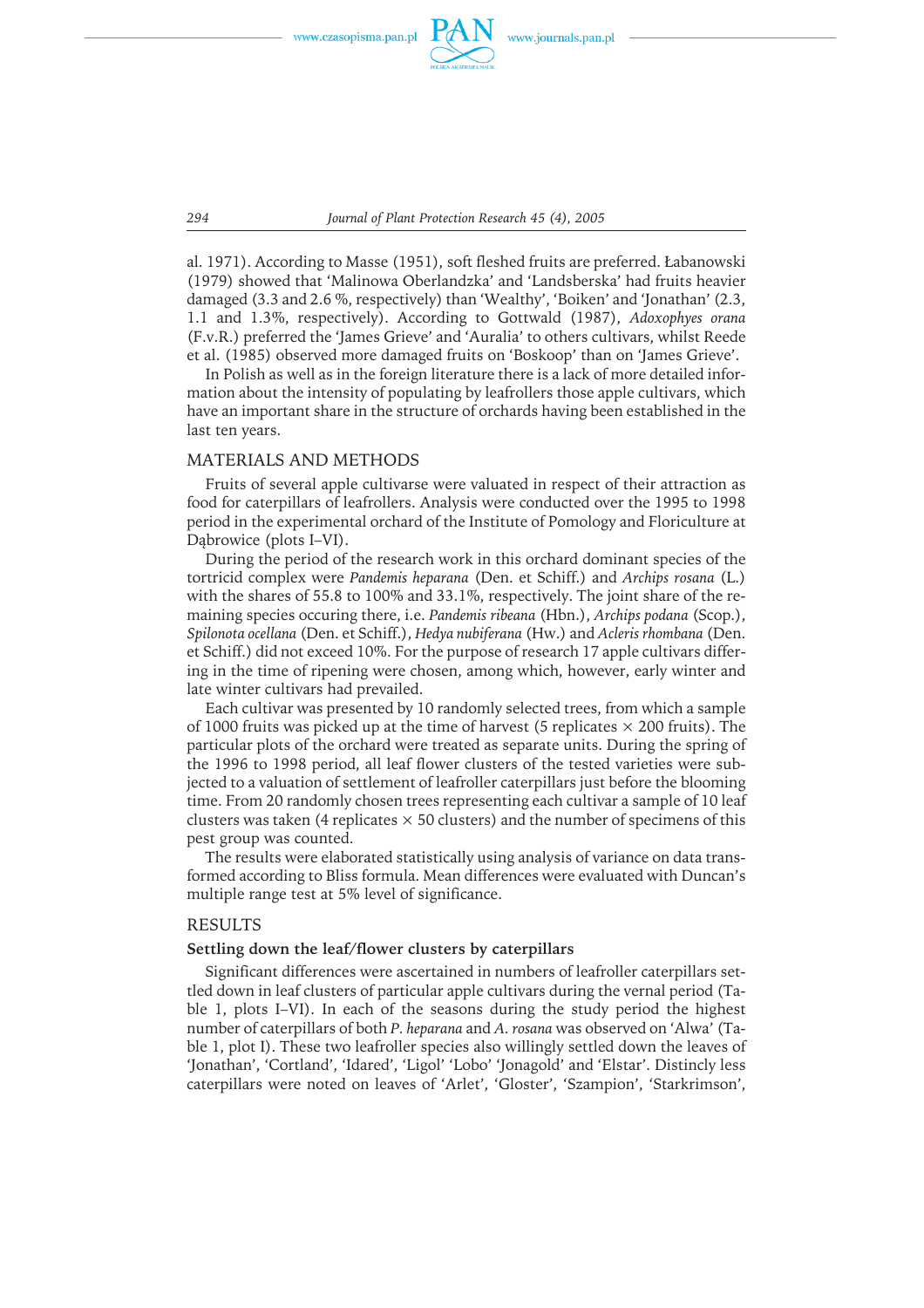al. 1971). According to Masse (1951), soft fleshed fruits are preferred. Łabanowski (1979) showed that 'Malinowa Oberlandzka' and 'Landsberska' had fruits heavier damaged (3.3 and 2.6 %, respectively) than 'Wealthy', 'Boiken' and 'Jonathan' (2.3, 1.1 and 1.3%, respectively). According to Gottwald (1987), *Adoxophyes orana* (F.v.R.) preferred the 'James Grieve' and 'Auralia' to others cultivars, whilst Reede et al. (1985) observed more damaged fruits on 'Boskoop' than on 'James Grieve'.

In Polish as well as in the foreign literature there is a lack of more detailed information about the intensity of populating by leafrollers those apple cultivars, which have an important share in the structure of orchards having been established in the last ten years.

## MATERIALS AND METHODS

Fruits of several apple cultivarse were valuated in respect of their attraction as food for caterpillars of leafrollers. Analysis were conducted over the 1995 to 1998 period in the experimental orchard of the Institute of Pomology and Floriculture at Dąbrowice (plots I–VI).

During the period of the research work in this orchard dominant species of the tortricid complex were *Pandemis heparana* (Den. et Schiff.) and *Archips rosana* (L.) with the shares of 55.8 to 100% and 33.1%, respectively. The joint share of the remaining species occuring there, i.e. *Pandemis ribeana* (Hbn.), *Archips podana* (Scop.), *Spilonota ocellana* (Den. et Schiff.), *Hedya nubiferana* (Hw.) and *Acleris rhombana* (Den. et Schiff.) did not exceed 10%. For the purpose of research 17 apple cultivars differing in the time of ripening were chosen, among which, however, early winter and late winter cultivars had prevailed.

Each cultivar was presented by 10 randomly selected trees, from which a sample of 1000 fruits was picked up at the time of harvest (5 replicates × 200 fruits). The particular plots of the orchard were treated as separate units. During the spring of the 1996 to 1998 period, all leaf flower clusters of the tested varieties were subjected to a valuation of settlement of leafroller caterpillars just before the blooming time. From 20 randomly chosen trees representing each cultivar a sample of 10 leaf clusters was taken (4 replicates × 50 clusters) and the number of specimens of this pest group was counted.

The results were elaborated statistically using analysis of variance on data transformed according to Bliss formula. Mean differences were evaluated with Duncan's multiple range test at 5% level of significance.

## RESULTS

### Settling down the leaf/flower clusters by caterpillars

Significant differences were ascertained in numbers of leafroller caterpillars settled down in leaf clusters of particular apple cultivars during the vernal period (Table 1, plots I–VI). In each of the seasons during the study period the highest number of caterpillars of both *P. heparana* and *A. rosana* was observed on 'Alwa' (Table 1, plot I). These two leafroller species also willingly settled down the leaves of 'Jonathan', 'Cortland', 'Idared', 'Ligol' 'Lobo' 'Jonagold' and 'Elstar'. Distincly less caterpillars were noted on leaves of 'Arlet', 'Gloster', 'Szampion', 'Starkrimson',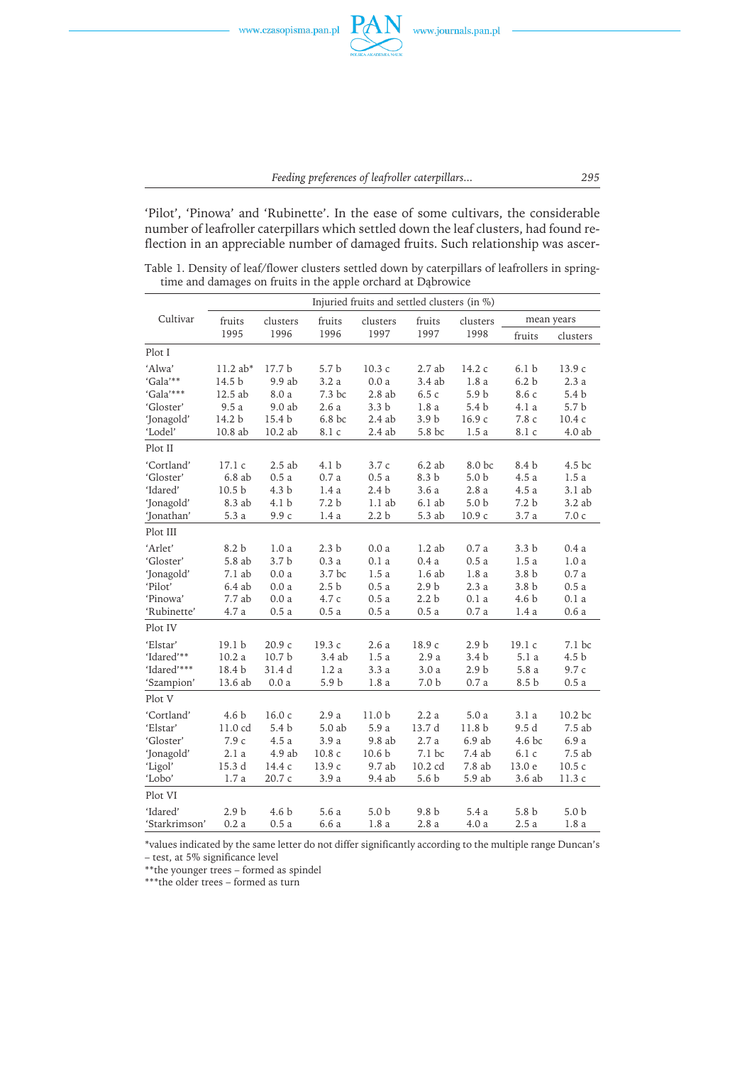'Pilot', 'Pinowa' and 'Rubinette'. In the ease of some cultivars, the considerable number of leafroller caterpillars which settled down the leaf clusters, had found reflection in an appreciable number of damaged fruits. Such relationship was ascer-

Table 1. Density of leaf/flower clusters settled down by caterpillars of leafrollers in springtime and damages on fruits in the apple orchard at Dąbrowice

| Cultivar | Injured fruits and settled clusters (in %) | | | | | | | |
|---|---|---|---|---|---|---|---|---|
| | fruits 1995 | clusters 1996 | fruits 1996 | clusters 1997 | fruits 1997 | clusters 1998 | mean years | |
| | | | | | | | fruits | clusters |
| Plot I | | | | | | | | |
| 'Alwa' | 11.2 ab* | 17.7 b | 5.7 b | 10.3 c | 2.7 ab | 14.2 c | 6.1 b | 13.9 c |
| 'Gala'** | 14.5 b | 9.9 ab | 3.2 a | 0.0 a | 3.4 ab | 1.8 a | 6.2 b | 2.3 a |
| 'Gala'*** | 12.5 ab | 8.0 a | 7.3 bc | 2.8 ab | 6.5 c | 5.9 b | 8.6 c | 5.4 b |
| 'Gloster' | 9.5 a | 9.0 ab | 2.6 a | 3.3 b | 1.8 a | 5.4 b | 4.1 a | 5.7 b |
| 'Jonagold' | 14.2 b | 15.4 b | 6.8 bc | 2.4 ab | 3.9 b | 16.9 c | 7.8 c | 10.4 c |
| 'Lodel' | 10.8 ab | 10.2 ab | 8.1 c | 2.4 ab | 5.8 bc | 1.5 a | 8.1 c | 4.0 ab |
| Plot II | | | | | | | | |
| 'Cortland' | 17.1 c | 2.5 ab | 4.1 b | 3.7 c | 6.2 ab | 8.0 bc | 8.4 b | 4.5 bc |
| 'Gloster' | 6.8 ab | 0.5 a | 0.7 a | 0.5 a | 8.3 b | 5.0 b | 4.5 a | 1.5 a |
| 'Idared' | 10.5 b | 4.3 b | 1.4 a | 2.4 b | 3.6 a | 2.8 a | 4.5 a | 3.1 ab |
| 'Jonagold' | 8.3 ab | 4.1 b | 7.2 b | 1.1 ab | 6.1 ab | 5.0 b | 7.2 b | 3.2 ab |
| 'Jonathan' | 5.3 a | 9.9 c | 1.4 a | 2.2 b | 5.3 ab | 10.9 c | 3.7 a | 7.0 c |
| Plot III | | | | | | | | |
| 'Arlet' | 8.2 b | 1.0 a | 2.3 b | 0.0 a | 1.2 ab | 0.7 a | 3.3 b | 0.4 a |
| 'Gloster' | 5.8 ab | 3.7 b | 0.3 a | 0.1 a | 0.4 a | 0.5 a | 1.5 a | 1.0 a |
| 'Jonagold' | 7.1 ab | 0.0 a | 3.7 bc | 1.5 a | 1.6 ab | 1.8 a | 3.8 b | 0.7 a |
| 'Pilot' | 6.4 ab | 0.0 a | 2.5 b | 0.5 a | 2.9 b | 2.3 a | 3.8 b | 0.5 a |
| 'Pinowa' | 7.7 ab | 0.0 a | 4.7 c | 0.5 a | 2.2 b | 0.1 a | 4.6 b | 0.1 a |
| 'Rubinette' | 4.7 a | 0.5 a | 0.5 a | 0.5 a | 0.5 a | 0.7 a | 1.4 a | 0.6 a |
| Plot IV | | | | | | | | |
| 'Elstar' | 19.1 b | 20.9 c | 19.3 c | 2.6 a | 18.9 c | 2.9 b | 19.1 c | 7.1 bc |
| 'Idared'** | 10.2 a | 10.7 b | 3.4 ab | 1.5 a | 2.9 a | 3.4 b | 5.1 a | 4.5 b |
| 'Idared'*** | 18.4 b | 31.4 d | 1.2 a | 3.3 a | 3.0 a | 2.9 b | 5.8 a | 9.7 c |
| 'Szampion' | 13.6 ab | 0.0 a | 5.9 b | 1.8 a | 7.0 b | 0.7 a | 8.5 b | 0.5 a |
| Plot V | | | | | | | | |
| 'Cortland' | 4.6 b | 16.0 c | 2.9 a | 11.0 b | 2.2 a | 5.0 a | 3.1 a | 10.2 bc |
| 'Elstar' | 11.0 cd | 5.4 b | 5.0 ab | 5.9 a | 13.7 d | 11.8 b | 9.5 d | 7.5 ab |
| 'Gloster' | 7.9 c | 4.5 a | 3.9 a | 9.8 ab | 2.7 a | 6.9 ab | 4.6 bc | 6.9 a |
| 'Jonagold' | 2.1 a | 4.9 ab | 10.8 c | 10.6 b | 7.1 bc | 7.4 ab | 6.1 c | 7.5 ab |
| 'Ligol' | 15.3 d | 14.4 c | 13.9 c | 9.7 ab | 10.2 cd | 7.8 ab | 13.0 e | 10.5 c |
| 'Lobo' | 1.7 a | 20.7 c | 3.9 a | 9.4 ab | 5.6 b | 5.9 ab | 3.6 ab | 11.3 c |
| Plot VI | | | | | | | | |
| 'Idared' | 2.9 b | 4.6 b | 5.6 a | 5.0 b | 9.8 b | 5.4 a | 5.8 b | 5.0 b |
| 'Starkrimson' | 0.2 a | 0.5 a | 6.6 a | 1.8 a | 2.8 a | 4.0 a | 2.5 a | 1.8 a |

*values indicated by the same letter do not differ significantly according to the multiple range Duncan's – test, at 5% significance level
**the younger trees – formed as spindel
***the older trees – formed as turn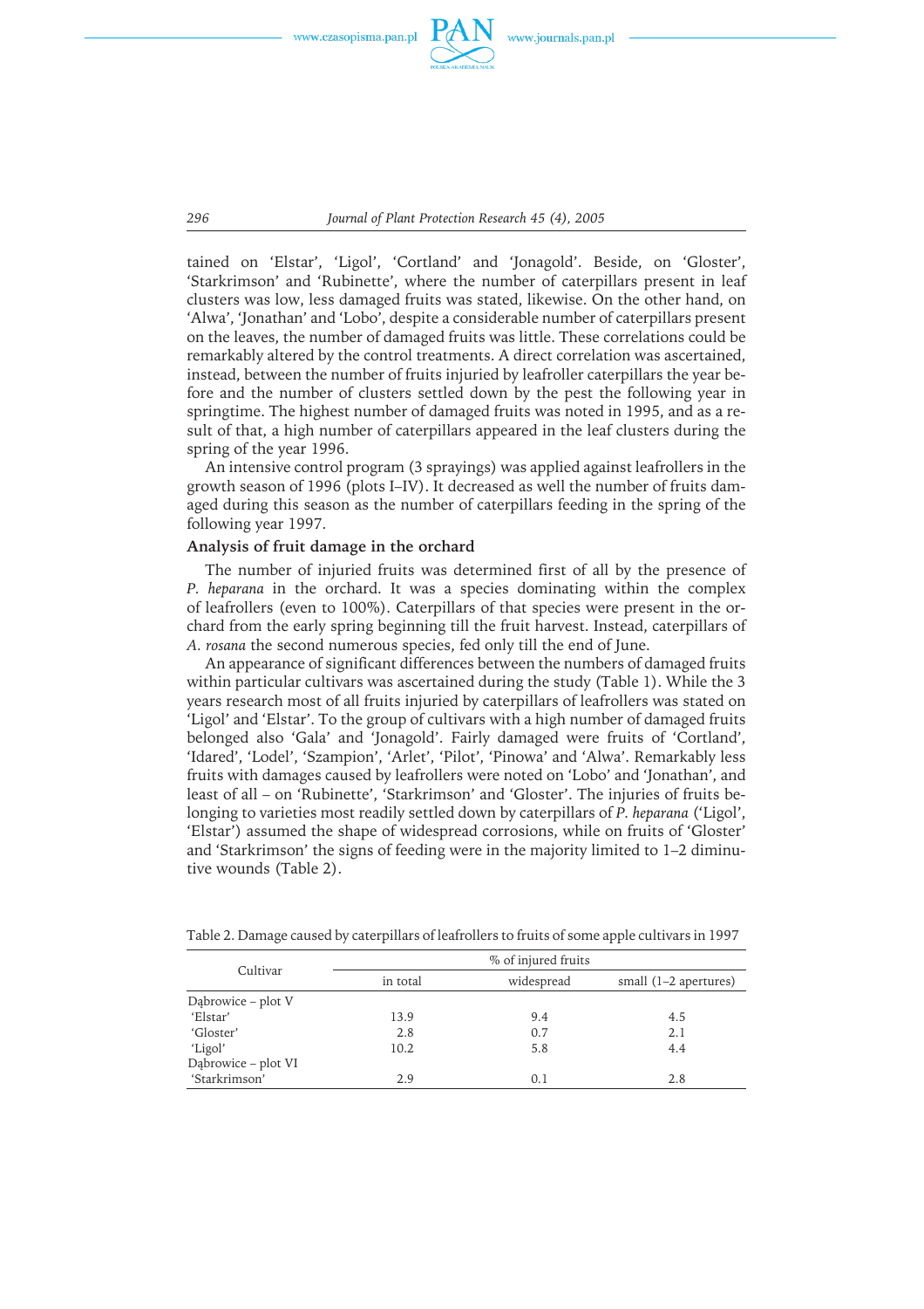tained on 'Elstar', 'Ligol', 'Cortland' and 'Jonagold'. Beside, on 'Gloster', 'Starkrimson' and 'Rubinette', where the number of caterpillars present in leaf clusters was low, less damaged fruits was stated, likewise. On the other hand, on 'Alwa', 'Jonathan' and 'Lobo', despite a considerable number of caterpillars present on the leaves, the number of damaged fruits was little. These correlations could be remarkably altered by the control treatments. A direct correlation was ascertained, instead, between the number of fruits injuried by leafroller caterpillars the year before and the number of clusters settled down by the pest the following year in springtime. The highest number of damaged fruits was noted in 1995, and as a result of that, a high number of caterpillars appeared in the leaf clusters during the spring of the year 1996.

An intensive control program (3 sprayings) was applied against leafrollers in the growth season of 1996 (plots I–IV). It decreased as well the number of fruits damaged during this season as the number of caterpillars feeding in the spring of the following year 1997.

**Analysis of fruit damage in the orchard**

The number of injuried fruits was determined first of all by the presence of *P. heparana* in the orchard. It was a species dominating within the complex of leafrollers (even to 100%). Caterpillars of that species were present in the orchard from the early spring beginning till the fruit harvest. Instead, caterpillars of *A. rosana* the second numerous species, fed only till the end of June.

An appearance of significant differences between the numbers of damaged fruits within particular cultivars was ascertained during the study (Table 1). While the 3 years research most of all fruits injuried by caterpillars of leafrollers was stated on 'Ligol' and 'Elstar'. To the group of cultivars with a high number of damaged fruits belonged also 'Gala' and 'Jonagold'. Fairly damaged were fruits of 'Cortland', 'Idared', 'Lodel', 'Szampion', 'Arlet', 'Pilot', 'Pinowa' and 'Alwa'. Remarkably less fruits with damages caused by leafrollers were noted on 'Lobo' and 'Jonathan', and least of all – on 'Rubinette', 'Starkrimson' and 'Gloster'. The injuries of fruits belonging to varieties most readily settled down by caterpillars of *P. heparana* ('Ligol', 'Elstar') assumed the shape of widespread corrosions, while on fruits of 'Gloster' and 'Starkrimson' the signs of feeding were in the majority limited to 1–2 diminutive wounds (Table 2).

Table 2. Damage caused by caterpillars of leafrollers to fruits of some apple cultivars in 1997

| Cultivar | % of injured fruits | | |
|---|---|---|---|
| | in total | widespread | small (1–2 apertures) |
| Dąbrowice – plot V | | | |
| 'Elstar' | 13.9 | 9.4 | 4.5 |
| 'Gloster' | 2.8 | 0.7 | 2.1 |
| 'Ligol' | 10.2 | 5.8 | 4.4 |
| Dąbrowice – plot VI | | | |
| 'Starkrimson' | 2.9 | 0.1 | 2.8 |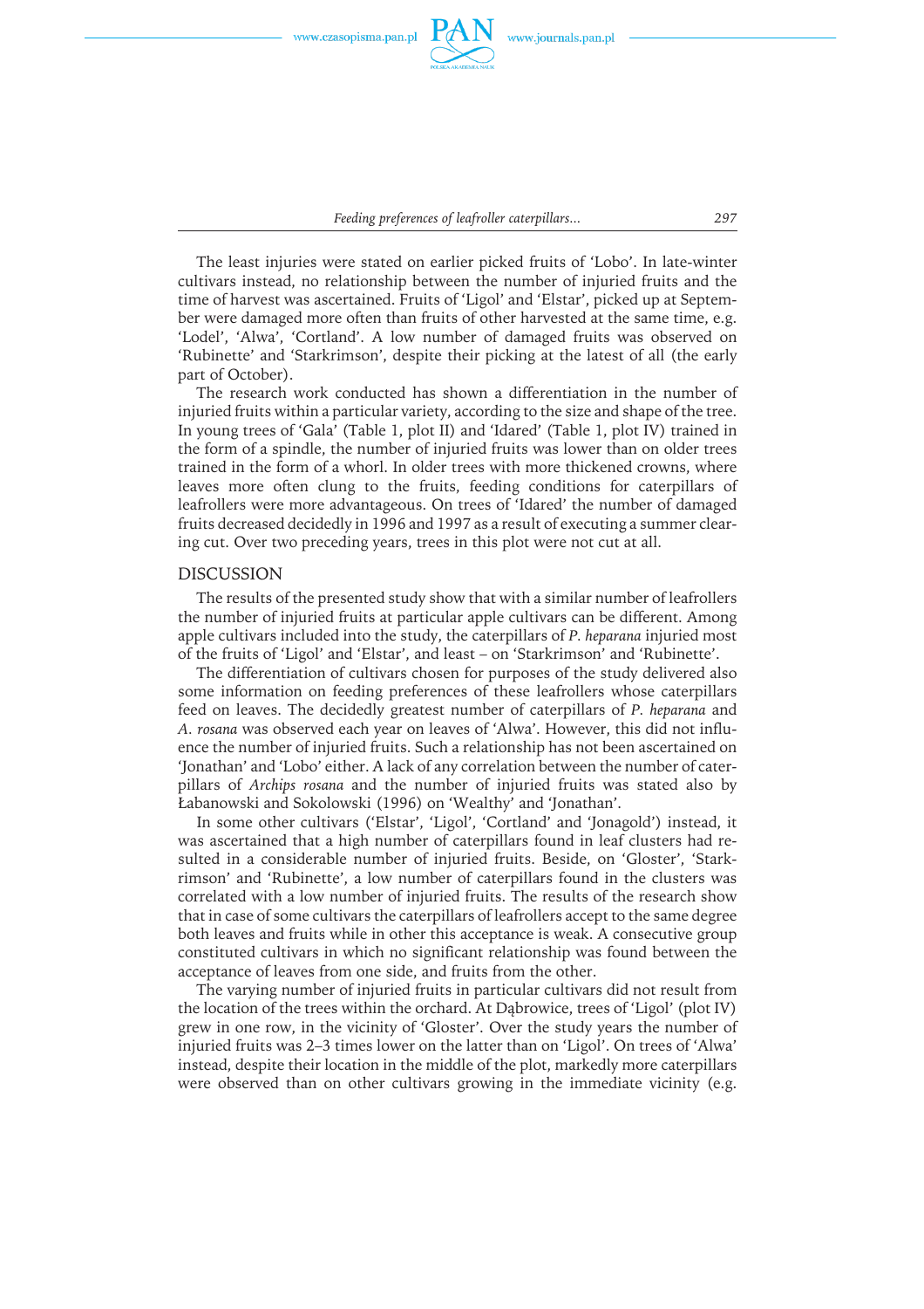The least injuries were stated on earlier picked fruits of 'Lobo'. In late-winter cultivars instead, no relationship between the number of injuried fruits and the time of harvest was ascertained. Fruits of 'Ligol' and 'Elstar', picked up at September were damaged more often than fruits of other harvested at the same time, e.g. 'Lodel', 'Alwa', 'Cortland'. A low number of damaged fruits was observed on 'Rubinette' and 'Starkrimson', despite their picking at the latest of all (the early part of October).

The research work conducted has shown a differentiation in the number of injuried fruits within a particular variety, according to the size and shape of the tree. In young trees of 'Gala' (Table 1, plot II) and 'Idared' (Table 1, plot IV) trained in the form of a spindle, the number of injuried fruits was lower than on older trees trained in the form of a whorl. In older trees with more thickened crowns, where leaves more often clung to the fruits, feeding conditions for caterpillars of leafrollers were more advantageous. On trees of 'Idared' the number of damaged fruits decreased decidedly in 1996 and 1997 as a result of executing a summer clearing cut. Over two preceding years, trees in this plot were not cut at all.

## DISCUSSION

The results of the presented study show that with a similar number of leafrollers the number of injuried fruits at particular apple cultivars can be different. Among apple cultivars included into the study, the caterpillars of *P. heparana* injuried most of the fruits of 'Ligol' and 'Elstar', and least – on 'Starkrimson' and 'Rubinette'.

The differentiation of cultivars chosen for purposes of the study delivered also some information on feeding preferences of these leafrollers whose caterpillars feed on leaves. The decidedly greatest number of caterpillars of *P. heparana* and *A. rosana* was observed each year on leaves of 'Alwa'. However, this did not influence the number of injuried fruits. Such a relationship has not been ascertained on 'Jonathan' and 'Lobo' either. A lack of any correlation between the number of caterpillars of *Archips rosana* and the number of injuried fruits was stated also by Łabanowski and Sokolowski (1996) on 'Wealthy' and 'Jonathan'.

In some other cultivars ('Elstar', 'Ligol', 'Cortland' and 'Jonagold') instead, it was ascertained that a high number of caterpillars found in leaf clusters had resulted in a considerable number of injuried fruits. Beside, on 'Gloster', 'Starkrimson' and 'Rubinette', a low number of caterpillars found in the clusters was correlated with a low number of injuried fruits. The results of the research show that in case of some cultivars the caterpillars of leafrollers accept to the same degree both leaves and fruits while in other this acceptance is weak. A consecutive group constituted cultivars in which no significant relationship was found between the acceptance of leaves from one side, and fruits from the other.

The varying number of injuried fruits in particular cultivars did not result from the location of the trees within the orchard. At Dąbrowice, trees of 'Ligol' (plot IV) grew in one row, in the vicinity of 'Gloster'. Over the study years the number of injuried fruits was 2–3 times lower on the latter than on 'Ligol'. On trees of 'Alwa' instead, despite their location in the middle of the plot, markedly more caterpillars were observed than on other cultivars growing in the immediate vicinity (e.g.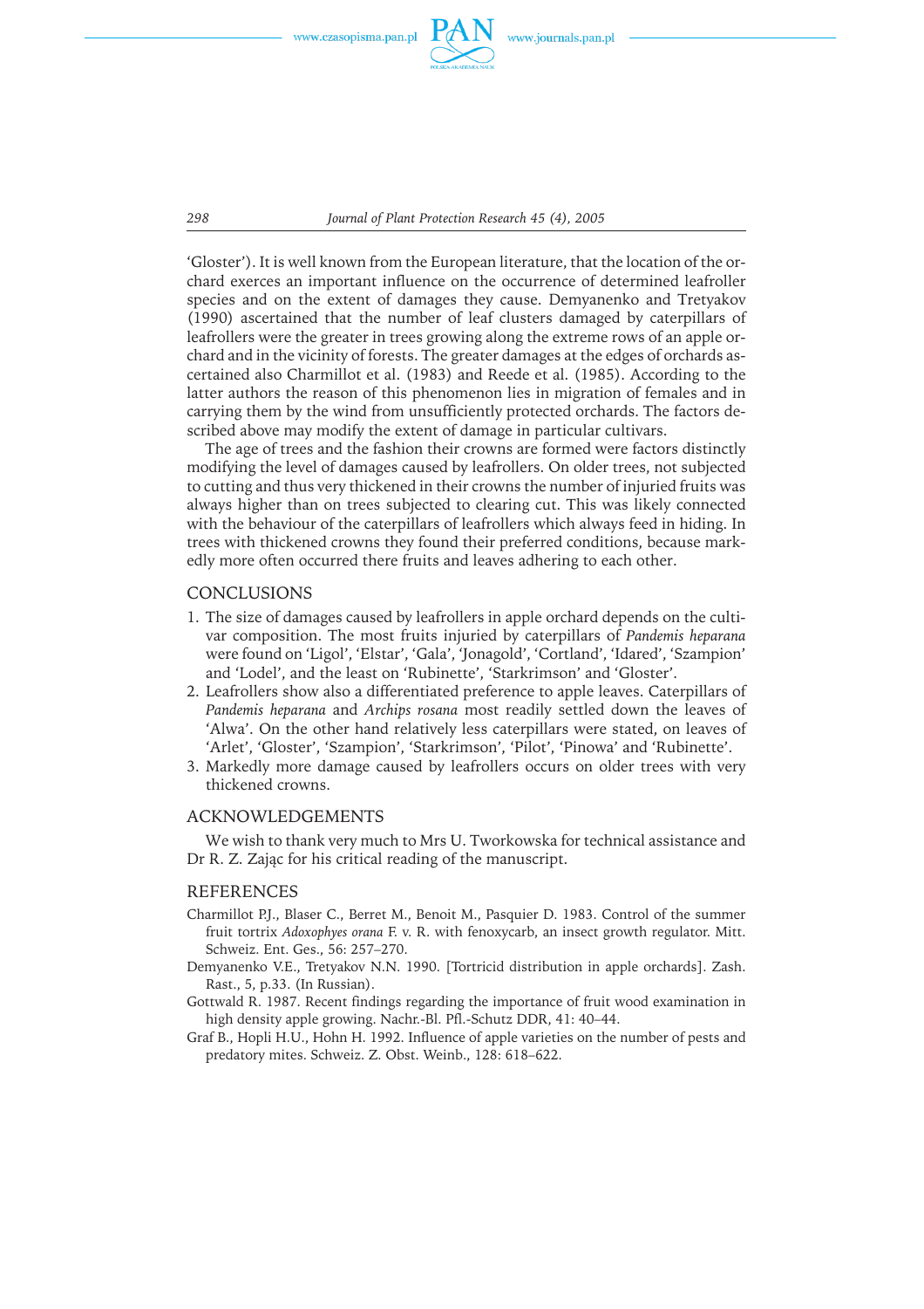'Gloster'). It is well known from the European literature, that the location of the orchard exerces an important influence on the occurrence of determined leafroller species and on the extent of damages they cause. Demyanenko and Tretyakov (1990) ascertained that the number of leaf clusters damaged by caterpillars of leafrollers were the greater in trees growing along the extreme rows of an apple orchard and in the vicinity of forests. The greater damages at the edges of orchards ascertained also Charmillot et al. (1983) and Reede et al. (1985). According to the latter authors the reason of this phenomenon lies in migration of females and in carrying them by the wind from unsufficiently protected orchards. The factors described above may modify the extent of damage in particular cultivars.

The age of trees and the fashion their crowns are formed were factors distinctly modifying the level of damages caused by leafrollers. On older trees, not subjected to cutting and thus very thickened in their crowns the number of injuried fruits was always higher than on trees subjected to clearing cut. This was likely connected with the behaviour of the caterpillars of leafrollers which always feed in hiding. In trees with thickened crowns they found their preferred conditions, because markedly more often occurred there fruits and leaves adhering to each other.

## CONCLUSIONS

1. The size of damages caused by leafrollers in apple orchard depends on the cultivar composition. The most fruits injuried by caterpillars of *Pandemis heparana* were found on 'Ligol', 'Elstar', 'Gala', 'Jonagold', 'Cortland', 'Idared', 'Szampion' and 'Lodel', and the least on 'Rubinette', 'Starkrimson' and 'Gloster'.
2. Leafrollers show also a differentiated preference to apple leaves. Caterpillars of *Pandemis heparana* and *Archips rosana* most readily settled down the leaves of 'Alwa'. On the other hand relatively less caterpillars were stated, on leaves of 'Arlet', 'Gloster', 'Szampion', 'Starkrimson', 'Pilot', 'Pinowa' and 'Rubinette'.
3. Markedly more damage caused by leafrollers occurs on older trees with very thickened crowns.

## ACKNOWLEDGEMENTS

We wish to thank very much to Mrs U. Tworkowska for technical assistance and Dr R. Z. Zając for his critical reading of the manuscript.

## REFERENCES

Charmillot P.J., Blaser C., Berret M., Benoit M., Pasquier D. 1983. Control of the summer fruit tortrix *Adoxophyes orana* F. v. R. with fenoxycarb, an insect growth regulator. Mitt. Schweiz. Ent. Ges., 56: 257–270.

Demyanenko V.E., Tretyakov N.N. 1990. [Tortricid distribution in apple orchards]. Zash. Rast., 5, p.33. (In Russian).

Gottwald R. 1987. Recent findings regarding the importance of fruit wood examination in high density apple growing. Nachr.-Bl. Pfl.-Schutz DDR, 41: 40–44.

Graf B., Hopli H.U., Hohn H. 1992. Influence of apple varieties on the number of pests and predatory mites. Schweiz. Z. Obst. Weinb., 128: 618–622.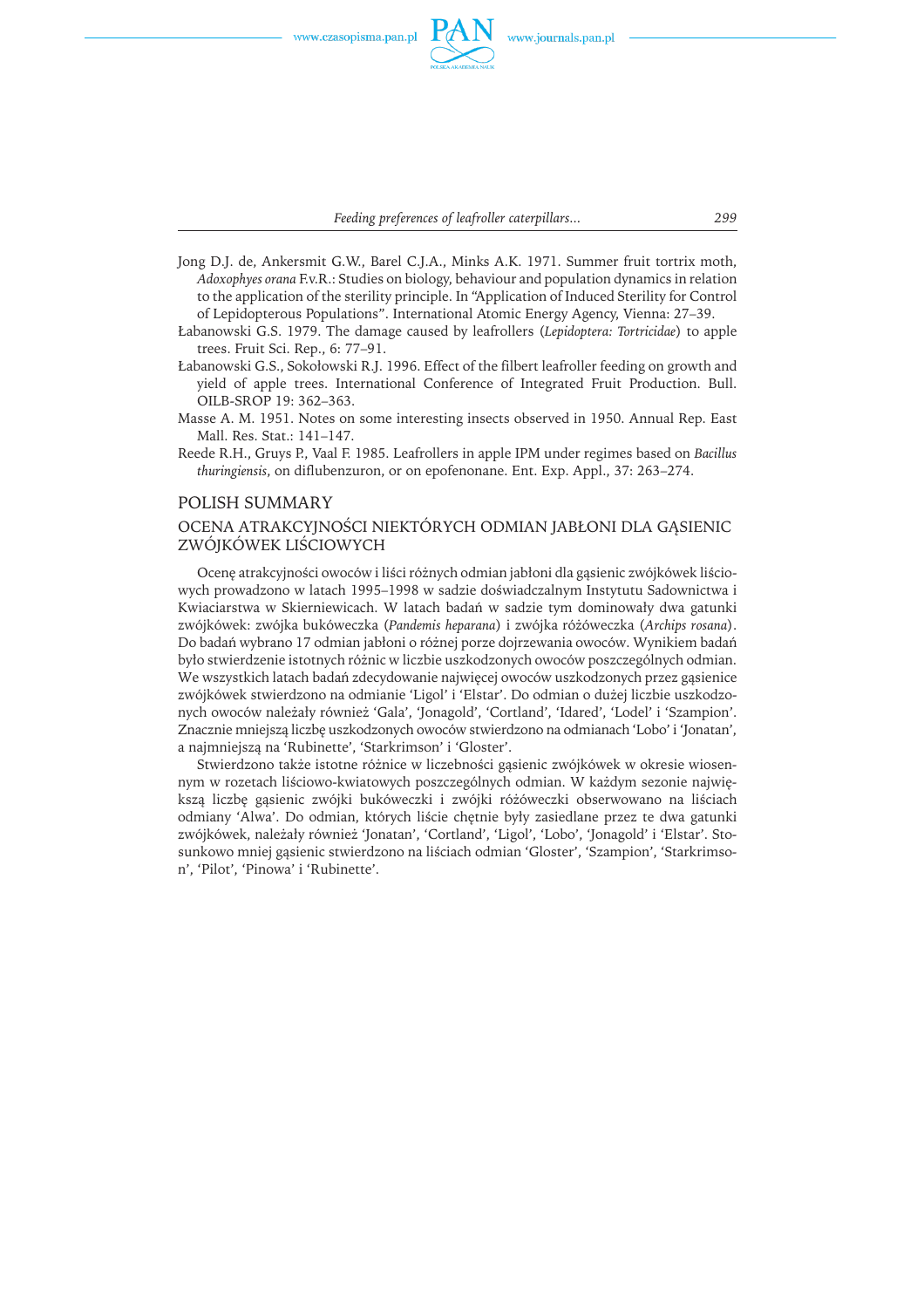Jong D.J. de, Ankersmit G.W., Barel C.J.A., Minks A.K. 1971. Summer fruit tortrix moth, *Adoxophyes orana* F.v.R.: Studies on biology, behaviour and population dynamics in relation to the application of the sterility principle. In "Application of Induced Sterility for Control of Lepidopterous Populations". International Atomic Energy Agency, Vienna: 27–39.

Łabanowski G.S. 1979. The damage caused by leafrollers (*Lepidoptera: Tortricidae*) to apple trees. Fruit Sci. Rep., 6: 77–91.

Łabanowski G.S., Sokołowski R.J. 1996. Effect of the filbert leafroller feeding on growth and yield of apple trees. International Conference of Integrated Fruit Production. Bull. OILB-SROP 19: 362–363.

Masse A. M. 1951. Notes on some interesting insects observed in 1950. Annual Rep. East Mall. Res. Stat.: 141–147.

Reede R.H., Gruys P., Vaal F. 1985. Leafrollers in apple IPM under regimes based on *Bacillus thuringiensis*, on diflubenzuron, or on epofenonane. Ent. Exp. Appl., 37: 263–274.

## POLISH SUMMARY

### OCENA ATRAKCYJNOŚCI NIEKTÓRYCH ODMIAN JABŁONI DLA GĄSIENIC ZWÓJKÓWEK LIŚCIOWYCH

Ocenę atrakcyjności owoców i liści różnych odmian jabłoni dla gąsienic zwójkówek liściowych prowadzono w latach 1995–1998 w sadzie doświadczalnym Instytutu Sadownictwa i Kwiaciarstwa w Skierniewicach. W latach badań w sadzie tym dominowały dwa gatunki zwójkówek: zwójka bukóweczka (*Pandemis heparana*) i zwójka różóweczka (*Archips rosana*). Do badań wybrano 17 odmian jabłoni o różnej porze dojrzewania owoców. Wynikiem badań było stwierdzenie istotnych różnic w liczbie uszkodzonych owoców poszczególnych odmian. We wszystkich latach badań zdecydowanie najwięcej owoców uszkodzonych przez gąsienice zwójkówek stwierdzono na odmianie 'Ligol' i 'Elstar'. Do odmian o dużej liczbie uszkodzonych owoców należały również 'Gala', 'Jonagold', 'Cortland', 'Idared', 'Lodel' i 'Szampion'. Znacznie mniejszą liczbę uszkodzonych owoców stwierdzono na odmianach 'Lobo' i 'Jonatan', a najmniejszą na 'Rubinette', 'Starkrimson' i 'Gloster'.

Stwierdzono także istotne różnice w liczebności gąsienic zwójkówek w okresie wiosennym w rozetach liściowo-kwiatowych poszczególnych odmian. W każdym sezonie największą liczbę gąsienic zwójki bukóweczki i zwójki różóweczki obserwowano na liściach odmiany 'Alwa'. Do odmian, których liście chętnie były zasiedlane przez te dwa gatunki zwójkówek, należały również 'Jonatan', 'Cortland', 'Ligol', 'Lobo', 'Jonagold' i 'Elstar'. Stosunkowo mniej gąsienic stwierdzono na liściach odmian 'Gloster', 'Szampion', 'Starkrimson', 'Pilot', 'Pinowa' i 'Rubinette'.